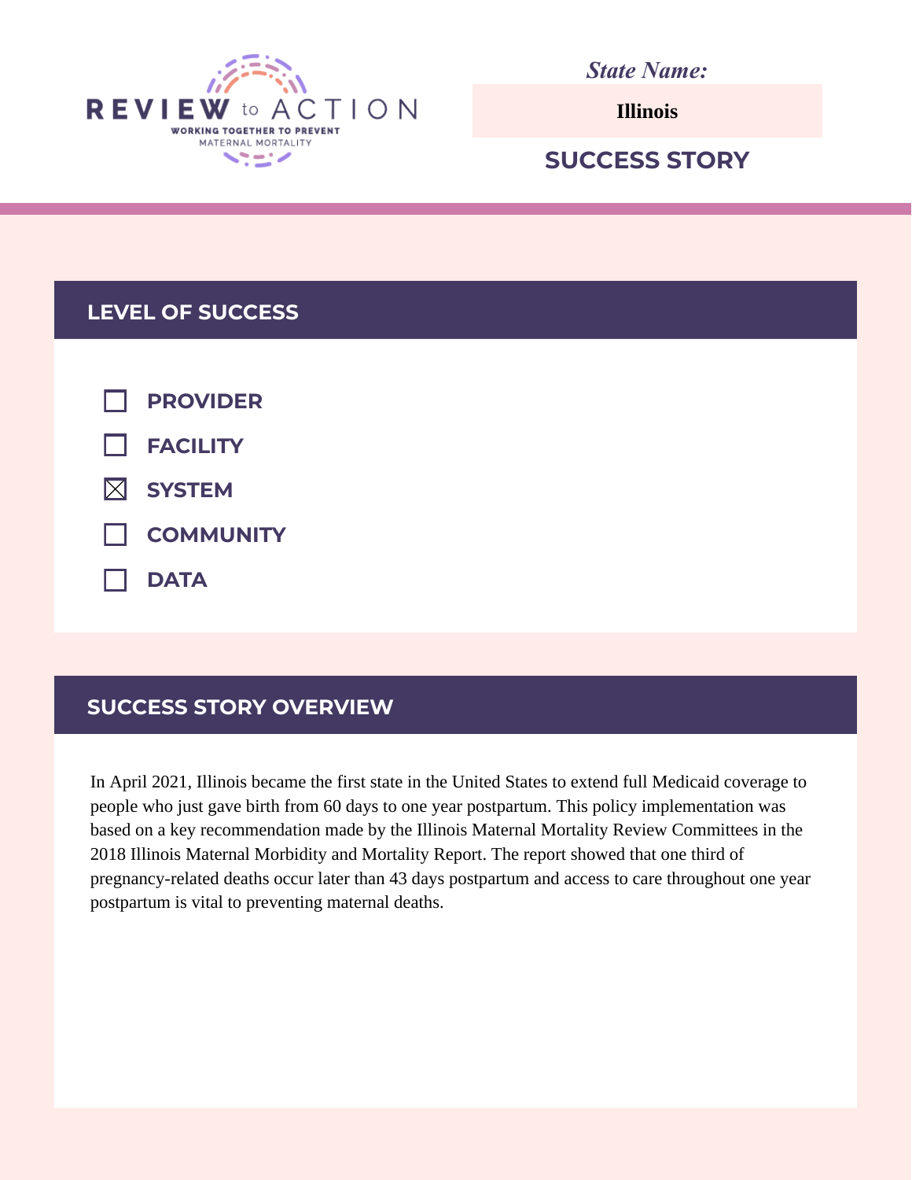REVIEW to ACTION
WORKING TOGETHER TO PREVENT MATERNAL MORTALITY

*State Name:*

**Illinois**

## SUCCESS STORY

## LEVEL OF SUCCESS

- [ ] PROVIDER
- [ ] FACILITY
- [x] SYSTEM
- [ ] COMMUNITY
- [ ] DATA

## SUCCESS STORY OVERVIEW

In April 2021, Illinois became the first state in the United States to extend full Medicaid coverage to people who just gave birth from 60 days to one year postpartum. This policy implementation was based on a key recommendation made by the Illinois Maternal Mortality Review Committees in the 2018 Illinois Maternal Morbidity and Mortality Report. The report showed that one third of pregnancy-related deaths occur later than 43 days postpartum and access to care throughout one year postpartum is vital to preventing maternal deaths.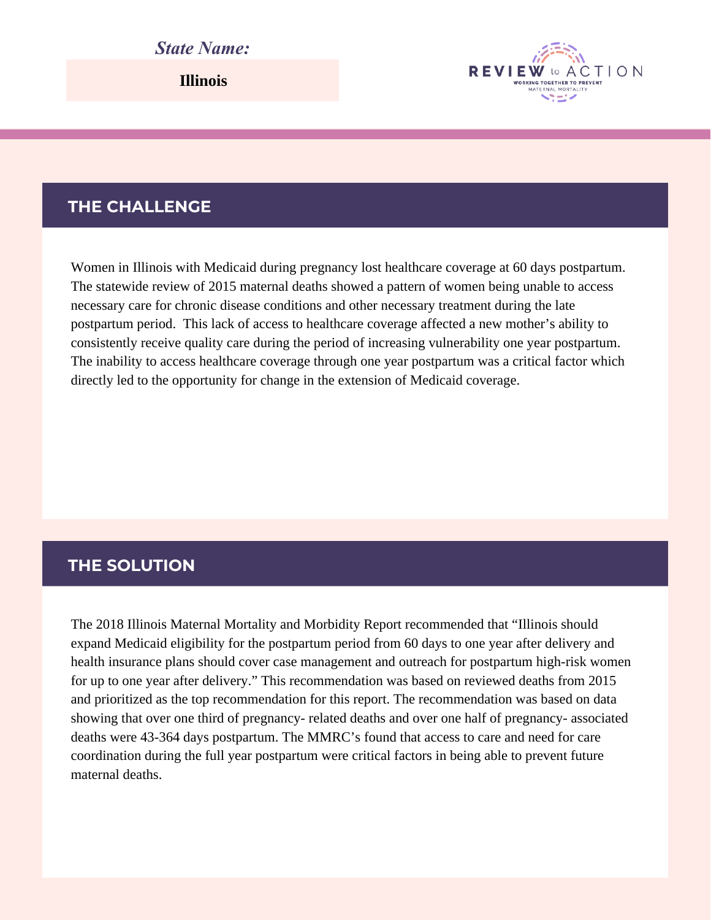*State Name:*

**Illinois**

## THE CHALLENGE

Women in Illinois with Medicaid during pregnancy lost healthcare coverage at 60 days postpartum. The statewide review of 2015 maternal deaths showed a pattern of women being unable to access necessary care for chronic disease conditions and other necessary treatment during the late postpartum period. This lack of access to healthcare coverage affected a new mother's ability to consistently receive quality care during the period of increasing vulnerability one year postpartum. The inability to access healthcare coverage through one year postpartum was a critical factor which directly led to the opportunity for change in the extension of Medicaid coverage.

## THE SOLUTION

The 2018 Illinois Maternal Mortality and Morbidity Report recommended that "Illinois should expand Medicaid eligibility for the postpartum period from 60 days to one year after delivery and health insurance plans should cover case management and outreach for postpartum high-risk women for up to one year after delivery." This recommendation was based on reviewed deaths from 2015 and prioritized as the top recommendation for this report. The recommendation was based on data showing that over one third of pregnancy- related deaths and over one half of pregnancy- associated deaths were 43-364 days postpartum. The MMRC's found that access to care and need for care coordination during the full year postpartum were critical factors in being able to prevent future maternal deaths.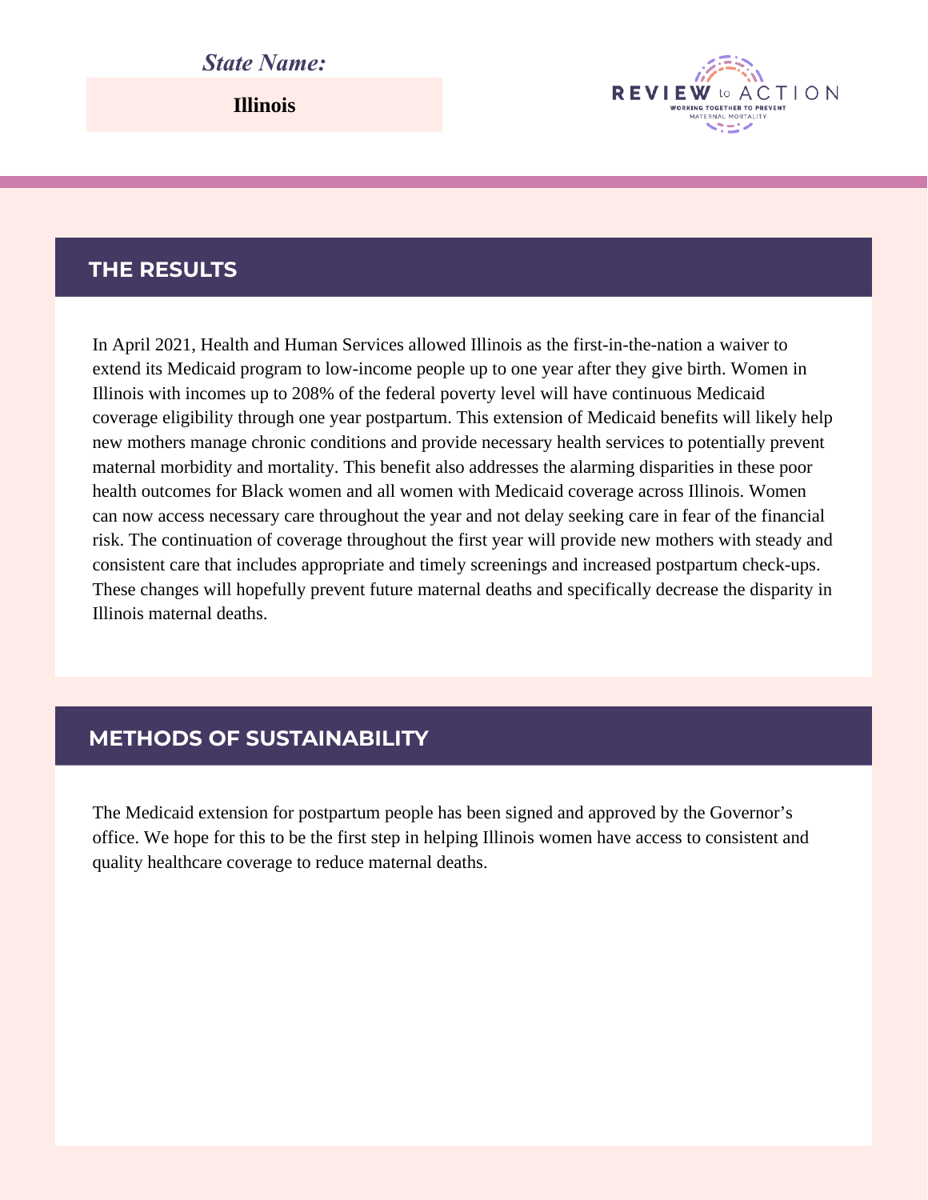*State Name:*

**Illinois**

## THE RESULTS

In April 2021, Health and Human Services allowed Illinois as the first-in-the-nation a waiver to extend its Medicaid program to low-income people up to one year after they give birth. Women in Illinois with incomes up to 208% of the federal poverty level will have continuous Medicaid coverage eligibility through one year postpartum. This extension of Medicaid benefits will likely help new mothers manage chronic conditions and provide necessary health services to potentially prevent maternal morbidity and mortality. This benefit also addresses the alarming disparities in these poor health outcomes for Black women and all women with Medicaid coverage across Illinois. Women can now access necessary care throughout the year and not delay seeking care in fear of the financial risk. The continuation of coverage throughout the first year will provide new mothers with steady and consistent care that includes appropriate and timely screenings and increased postpartum check-ups. These changes will hopefully prevent future maternal deaths and specifically decrease the disparity in Illinois maternal deaths.

## METHODS OF SUSTAINABILITY

The Medicaid extension for postpartum people has been signed and approved by the Governor's office. We hope for this to be the first step in helping Illinois women have access to consistent and quality healthcare coverage to reduce maternal deaths.